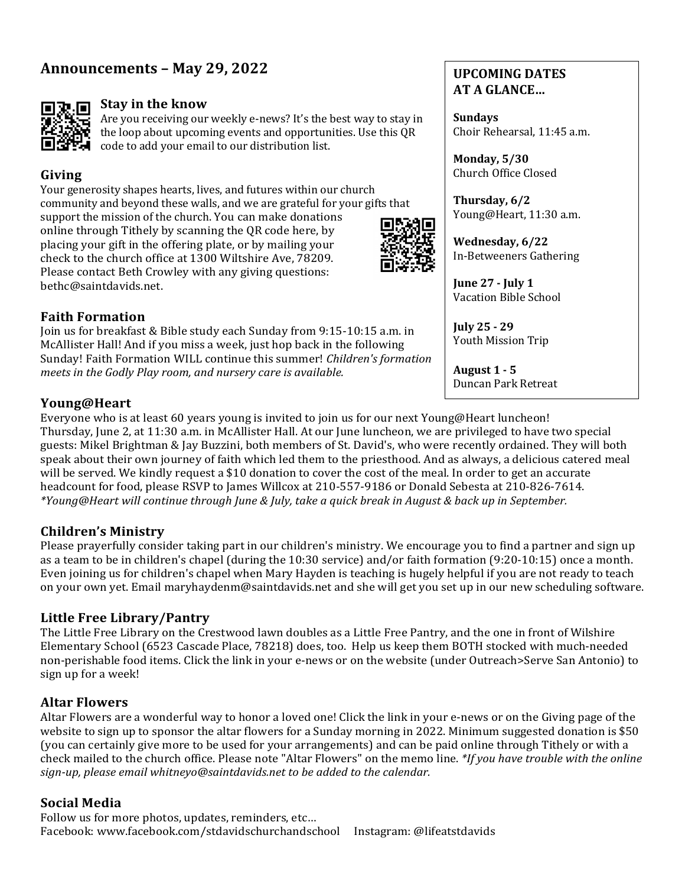## Announcements – May 29, 2022

### Stay in the know

Are you receiving our weekly e-news? It's the best way to stay in the loop about upcoming events and opportunities. Use this QR code to add your email to our distribution list.

### Giving

Your generosity shapes hearts, lives, and futures within our church community and beyond these walls, and we are grateful for your gifts that support the mission of the church. You can make donations online through Tithely by scanning the QR code here, by placing your gift in the offering plate, or by mailing your check to the church office at 1300 Wiltshire Ave, 78209. Please contact Beth Crowley with any giving questions: bethc@saintdavids.net.

### Faith Formation

Join us for breakfast & Bible study each Sunday from 9:15-10:15 a.m. in McAllister Hall! And if you miss a week, just hop back in the following Sunday! Faith Formation WILL continue this summer! *Children's formation meets in the Godly Play room, and nursery care is available.*

### UPCOMING DATES AT A GLANCE…

**Sundays**
Choir Rehearsal, 11:45 a.m.

**Monday, 5/30**
Church Office Closed

**Thursday, 6/2**
Young@Heart, 11:30 a.m.

**Wednesday, 6/22**
In-Betweeners Gathering

**June 27 - July 1**
Vacation Bible School

**July 25 - 29**
Youth Mission Trip

**August 1 - 5**
Duncan Park Retreat

### Young@Heart

Everyone who is at least 60 years young is invited to join us for our next Young@Heart luncheon! Thursday, June 2, at 11:30 a.m. in McAllister Hall. At our June luncheon, we are privileged to have two special guests: Mikel Brightman & Jay Buzzini, both members of St. David's, who were recently ordained. They will both speak about their own journey of faith which led them to the priesthood. And as always, a delicious catered meal will be served. We kindly request a $10 donation to cover the cost of the meal. In order to get an accurate headcount for food, please RSVP to James Willcox at 210-557-9186 or Donald Sebesta at 210-826-7614. *\*Young@Heart will continue through June & July, take a quick break in August & back up in September.*

### Children's Ministry

Please prayerfully consider taking part in our children's ministry. We encourage you to find a partner and sign up as a team to be in children's chapel (during the 10:30 service) and/or faith formation (9:20-10:15) once a month. Even joining us for children's chapel when Mary Hayden is teaching is hugely helpful if you are not ready to teach on your own yet. Email maryhaydenm@saintdavids.net and she will get you set up in our new scheduling software.

### Little Free Library/Pantry

The Little Free Library on the Crestwood lawn doubles as a Little Free Pantry, and the one in front of Wilshire Elementary School (6523 Cascade Place, 78218) does, too. Help us keep them BOTH stocked with much-needed non-perishable food items. Click the link in your e-news or on the website (under Outreach>Serve San Antonio) to sign up for a week!

### Altar Flowers

Altar Flowers are a wonderful way to honor a loved one! Click the link in your e-news or on the Giving page of the website to sign up to sponsor the altar flowers for a Sunday morning in 2022. Minimum suggested donation is $50 (you can certainly give more to be used for your arrangements) and can be paid online through Tithely or with a check mailed to the church office. Please note "Altar Flowers" on the memo line. *\*If you have trouble with the online sign-up, please email whitneyo@saintdavids.net to be added to the calendar.*

### Social Media

Follow us for more photos, updates, reminders, etc…
Facebook: www.facebook.com/stdavidschurchandschool    Instagram: @lifeatstdavids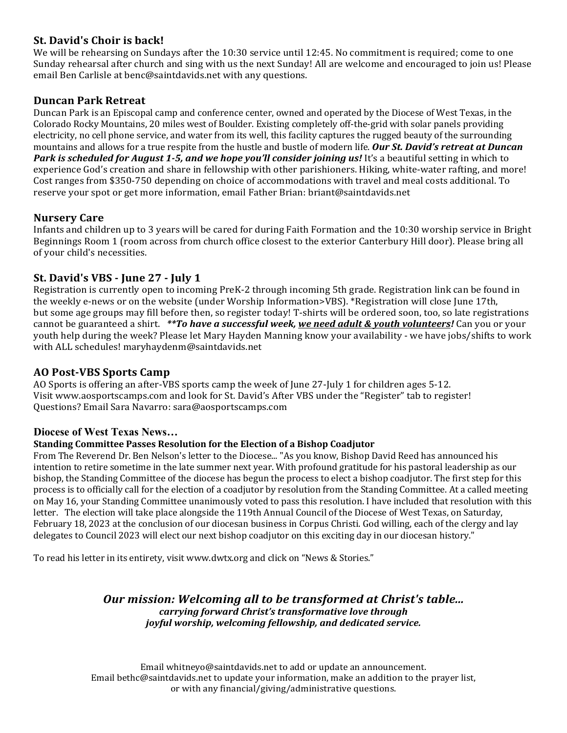## St. David's Choir is back!

We will be rehearsing on Sundays after the 10:30 service until 12:45. No commitment is required; come to one Sunday rehearsal after church and sing with us the next Sunday! All are welcome and encouraged to join us! Please email Ben Carlisle at benc@saintdavids.net with any questions.

## Duncan Park Retreat

Duncan Park is an Episcopal camp and conference center, owned and operated by the Diocese of West Texas, in the Colorado Rocky Mountains, 20 miles west of Boulder. Existing completely off-the-grid with solar panels providing electricity, no cell phone service, and water from its well, this facility captures the rugged beauty of the surrounding mountains and allows for a true respite from the hustle and bustle of modern life. ***Our St. David's retreat at Duncan Park is scheduled for August 1-5, and we hope you'll consider joining us!*** It's a beautiful setting in which to experience God's creation and share in fellowship with other parishioners. Hiking, white-water rafting, and more! Cost ranges from $350-750 depending on choice of accommodations with travel and meal costs additional. To reserve your spot or get more information, email Father Brian: briant@saintdavids.net

## Nursery Care

Infants and children up to 3 years will be cared for during Faith Formation and the 10:30 worship service in Bright Beginnings Room 1 (room across from church office closest to the exterior Canterbury Hill door). Please bring all of your child's necessities.

## St. David's VBS - June 27 - July 1

Registration is currently open to incoming PreK-2 through incoming 5th grade. Registration link can be found in the weekly e-news or on the website (under Worship Information>VBS). *Registration will close June 17th, but some age groups may fill before then, so register today! T-shirts will be ordered soon, too, so late registrations cannot be guaranteed a shirt. ***\*\*To have a successful week, <u>we need adult & youth volunteers!</u>*** Can you or your youth help during the week? Please let Mary Hayden Manning know your availability - we have jobs/shifts to work with ALL schedules! maryhaydenm@saintdavids.net

## AO Post-VBS Sports Camp

AO Sports is offering an after-VBS sports camp the week of June 27-July 1 for children ages 5-12. Visit www.aosportscamps.com and look for St. David's After VBS under the "Register" tab to register! Questions? Email Sara Navarro: sara@aosportscamps.com

## Diocese of West Texas News…

### Standing Committee Passes Resolution for the Election of a Bishop Coadjutor

From The Reverend Dr. Ben Nelson's letter to the Diocese... "As you know, Bishop David Reed has announced his intention to retire sometime in the late summer next year. With profound gratitude for his pastoral leadership as our bishop, the Standing Committee of the diocese has begun the process to elect a bishop coadjutor. The first step for this process is to officially call for the election of a coadjutor by resolution from the Standing Committee. At a called meeting on May 16, your Standing Committee unanimously voted to pass this resolution. I have included that resolution with this letter. The election will take place alongside the 119th Annual Council of the Diocese of West Texas, on Saturday, February 18, 2023 at the conclusion of our diocesan business in Corpus Christi. God willing, each of the clergy and lay delegates to Council 2023 will elect our next bishop coadjutor on this exciting day in our diocesan history."

To read his letter in its entirety, visit www.dwtx.org and click on "News & Stories."

***Our mission: Welcoming all to be transformed at Christ's table...***
***carrying forward Christ's transformative love through joyful worship, welcoming fellowship, and dedicated service.***

Email whitneyo@saintdavids.net to add or update an announcement.
Email bethc@saintdavids.net to update your information, make an addition to the prayer list, or with any financial/giving/administrative questions.